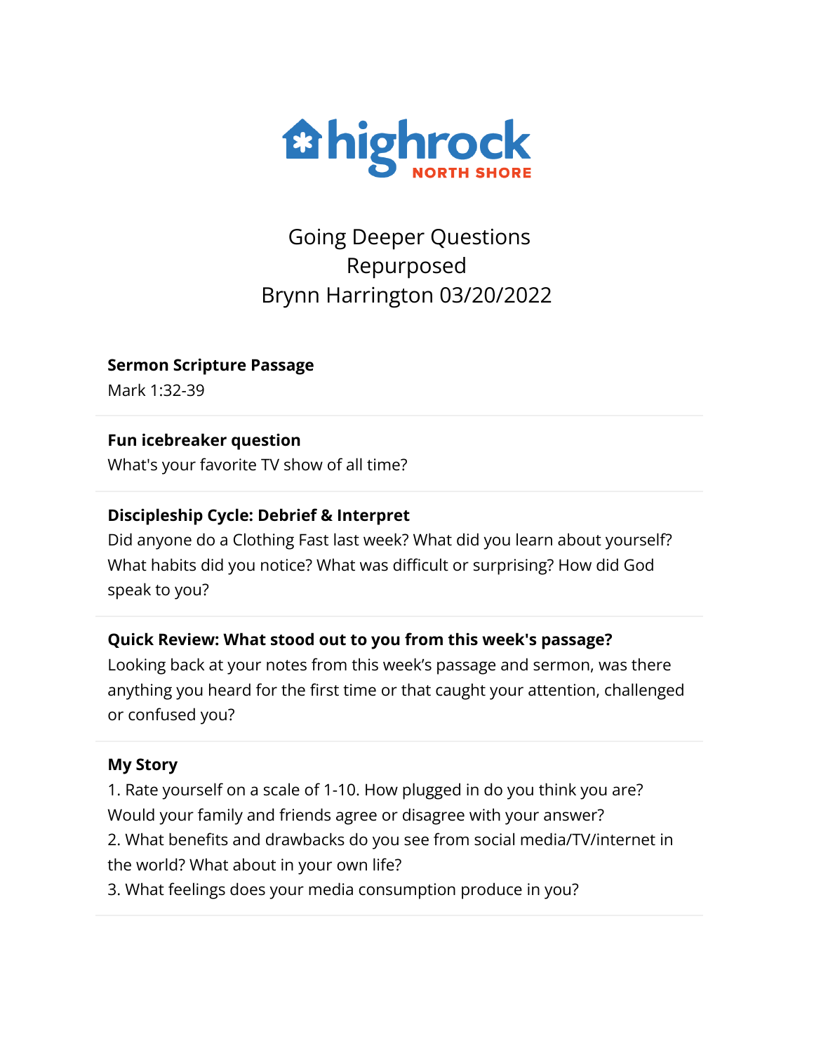highrock NORTH SHORE

# Going Deeper Questions
# Repurposed
# Brynn Harrington 03/20/2022

**Sermon Scripture Passage**

Mark 1:32-39

---

**Fun icebreaker question**

What's your favorite TV show of all time?

---

**Discipleship Cycle: Debrief & Interpret**

Did anyone do a Clothing Fast last week? What did you learn about yourself? What habits did you notice? What was difficult or surprising? How did God speak to you?

---

**Quick Review: What stood out to you from this week's passage?**

Looking back at your notes from this week's passage and sermon, was there anything you heard for the first time or that caught your attention, challenged or confused you?

---

**My Story**

1. Rate yourself on a scale of 1-10. How plugged in do you think you are? Would your family and friends agree or disagree with your answer?
2. What benefits and drawbacks do you see from social media/TV/internet in the world? What about in your own life?
3. What feelings does your media consumption produce in you?

---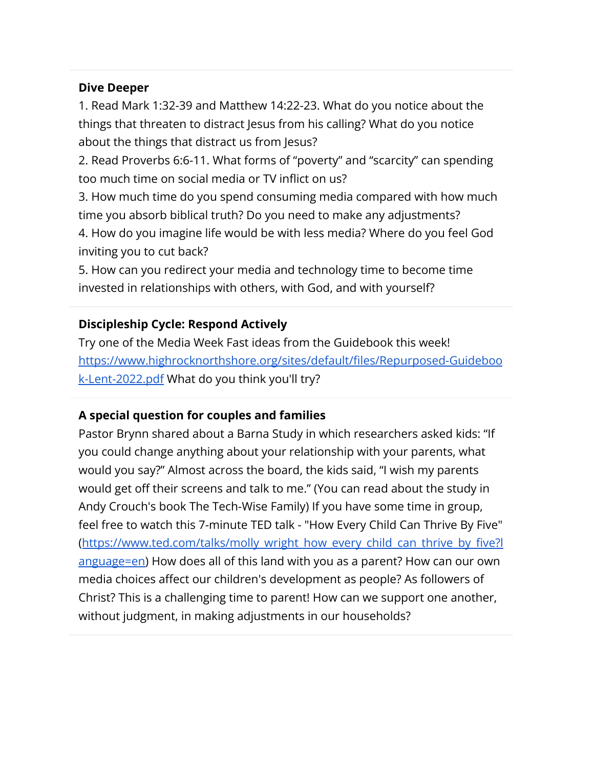**Dive Deeper**

1. Read Mark 1:32-39 and Matthew 14:22-23. What do you notice about the things that threaten to distract Jesus from his calling? What do you notice about the things that distract us from Jesus?
2. Read Proverbs 6:6-11. What forms of "poverty" and "scarcity" can spending too much time on social media or TV inflict on us?
3. How much time do you spend consuming media compared with how much time you absorb biblical truth? Do you need to make any adjustments?
4. How do you imagine life would be with less media? Where do you feel God inviting you to cut back?
5. How can you redirect your media and technology time to become time invested in relationships with others, with God, and with yourself?

**Discipleship Cycle: Respond Actively**

Try one of the Media Week Fast ideas from the Guidebook this week! [https://www.highrocknorthshore.org/sites/default/files/Repurposed-Guidebook-Lent-2022.pdf](https://www.highrocknorthshore.org/sites/default/files/Repurposed-Guidebook-Lent-2022.pdf) What do you think you'll try?

**A special question for couples and families**

Pastor Brynn shared about a Barna Study in which researchers asked kids: "If you could change anything about your relationship with your parents, what would you say?" Almost across the board, the kids said, "I wish my parents would get off their screens and talk to me." (You can read about the study in Andy Crouch's book The Tech-Wise Family) If you have some time in group, feel free to watch this 7-minute TED talk - "How Every Child Can Thrive By Five" ([https://www.ted.com/talks/molly_wright_how_every_child_can_thrive_by_five?language=en](https://www.ted.com/talks/molly_wright_how_every_child_can_thrive_by_five?language=en)) How does all of this land with you as a parent? How can our own media choices affect our children's development as people? As followers of Christ? This is a challenging time to parent! How can we support one another, without judgment, in making adjustments in our households?